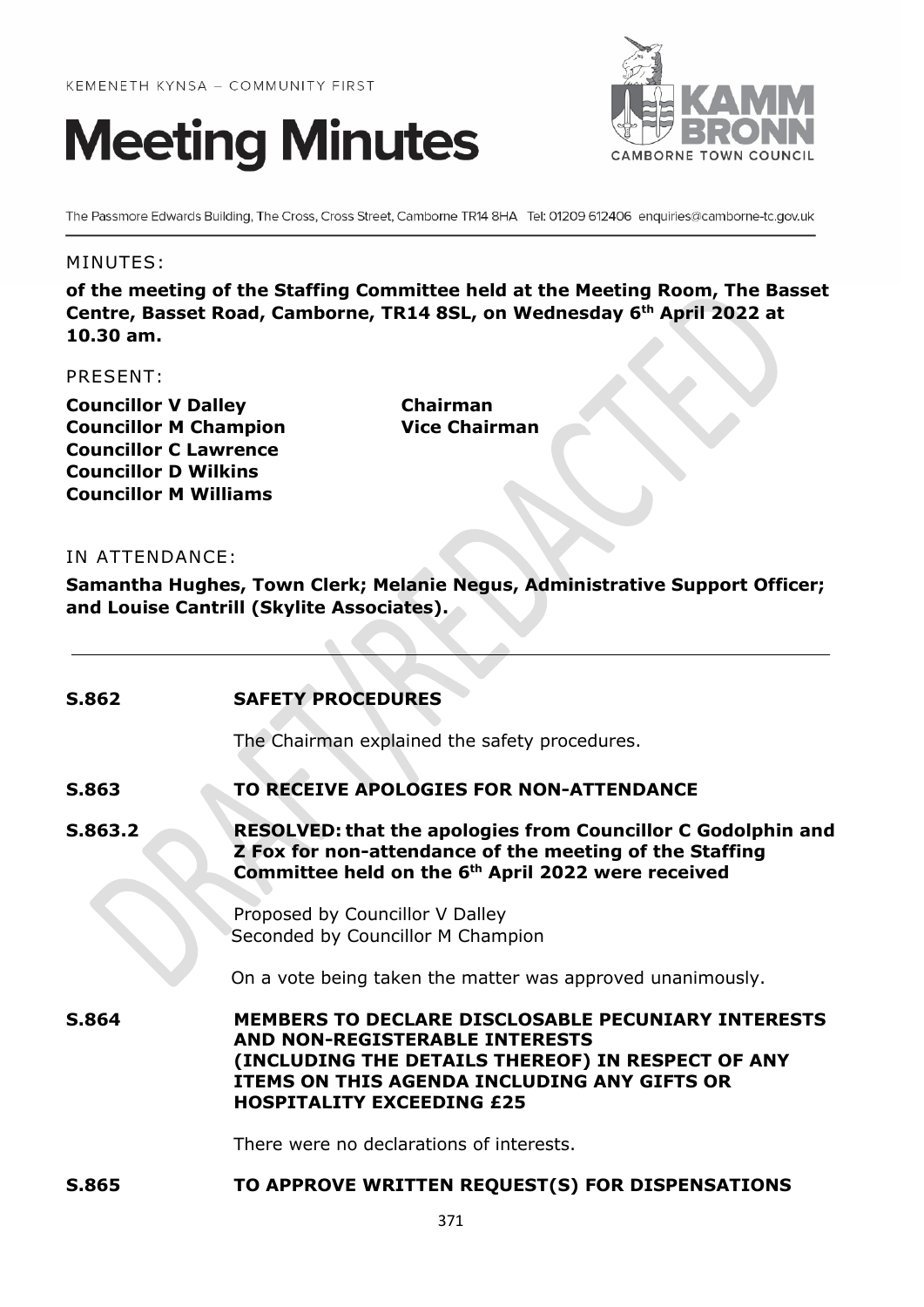KEMENETH KYNSA – COMMUNITY FIRST

# Meeting Minutes

KAMM BRONN CAMBORNE TOWN COUNCIL

The Passmore Edwards Building, The Cross, Cross Street, Camborne TR14 8HA Tel: 01209 612406 enquiries@camborne-tc.gov.uk

MINUTES:

**of the meeting of the Staffing Committee held at the Meeting Room, The Basset Centre, Basset Road, Camborne, TR14 8SL, on Wednesday 6th April 2022 at 10.30 am.**

PRESENT:

| | |
|---|---|
| **Councillor V Dalley** | **Chairman** |
| **Councillor M Champion** | **Vice Chairman** |
| **Councillor C Lawrence** | |
| **Councillor D Wilkins** | |
| **Councillor M Williams** | |

IN ATTENDANCE:

**Samantha Hughes, Town Clerk; Melanie Negus, Administrative Support Officer; and Louise Cantrill (Skylite Associates).**

---

**S.862 SAFETY PROCEDURES**

The Chairman explained the safety procedures.

**S.863 TO RECEIVE APOLOGIES FOR NON-ATTENDANCE**

**S.863.2 RESOLVED: that the apologies from Councillor C Godolphin and Z Fox for non-attendance of the meeting of the Staffing Committee held on the 6th April 2022 were received**

Proposed by Councillor V Dalley
Seconded by Councillor M Champion

On a vote being taken the matter was approved unanimously.

**S.864 MEMBERS TO DECLARE DISCLOSABLE PECUNIARY INTERESTS AND NON-REGISTERABLE INTERESTS (INCLUDING THE DETAILS THEREOF) IN RESPECT OF ANY ITEMS ON THIS AGENDA INCLUDING ANY GIFTS OR HOSPITALITY EXCEEDING £25**

There were no declarations of interests.

**S.865 TO APPROVE WRITTEN REQUEST(S) FOR DISPENSATIONS**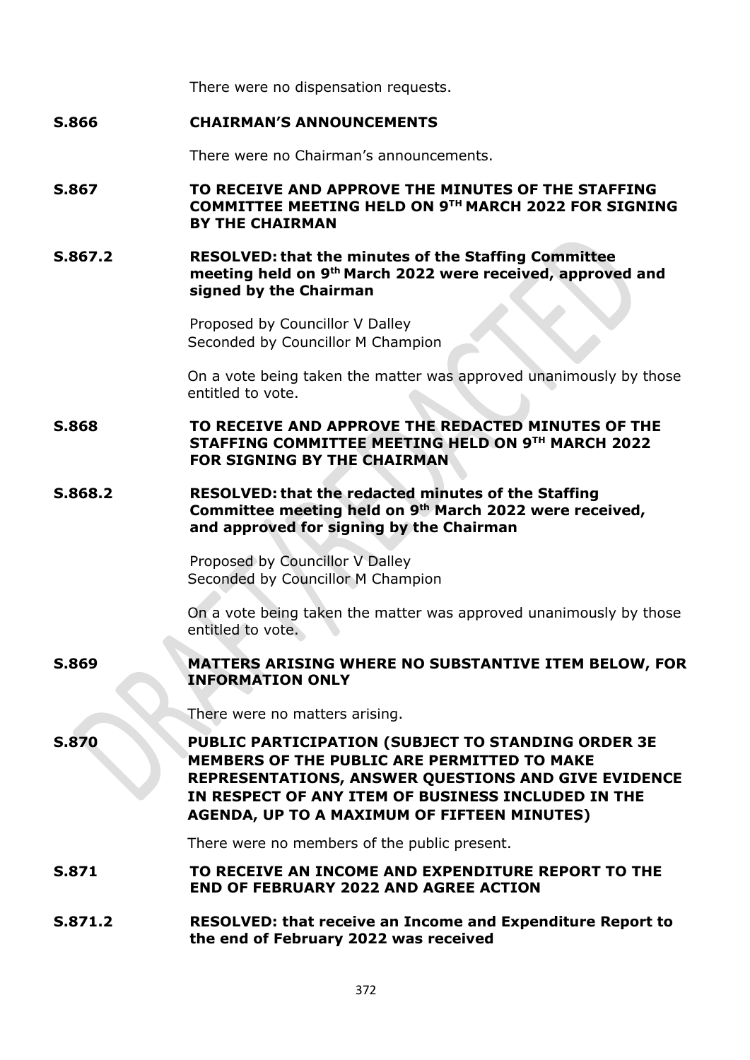There were no dispensation requests.

**S.866 CHAIRMAN'S ANNOUNCEMENTS**

There were no Chairman's announcements.

**S.867 TO RECEIVE AND APPROVE THE MINUTES OF THE STAFFING COMMITTEE MEETING HELD ON 9TH MARCH 2022 FOR SIGNING BY THE CHAIRMAN**

**S.867.2 RESOLVED: that the minutes of the Staffing Committee meeting held on 9th March 2022 were received, approved and signed by the Chairman**

Proposed by Councillor V Dalley
Seconded by Councillor M Champion

On a vote being taken the matter was approved unanimously by those entitled to vote.

**S.868 TO RECEIVE AND APPROVE THE REDACTED MINUTES OF THE STAFFING COMMITTEE MEETING HELD ON 9TH MARCH 2022 FOR SIGNING BY THE CHAIRMAN**

**S.868.2 RESOLVED: that the redacted minutes of the Staffing Committee meeting held on 9th March 2022 were received, and approved for signing by the Chairman**

Proposed by Councillor V Dalley
Seconded by Councillor M Champion

On a vote being taken the matter was approved unanimously by those entitled to vote.

**S.869 MATTERS ARISING WHERE NO SUBSTANTIVE ITEM BELOW, FOR INFORMATION ONLY**

There were no matters arising.

**S.870 PUBLIC PARTICIPATION (SUBJECT TO STANDING ORDER 3E MEMBERS OF THE PUBLIC ARE PERMITTED TO MAKE REPRESENTATIONS, ANSWER QUESTIONS AND GIVE EVIDENCE IN RESPECT OF ANY ITEM OF BUSINESS INCLUDED IN THE AGENDA, UP TO A MAXIMUM OF FIFTEEN MINUTES)**

There were no members of the public present.

**S.871 TO RECEIVE AN INCOME AND EXPENDITURE REPORT TO THE END OF FEBRUARY 2022 AND AGREE ACTION**

**S.871.2 RESOLVED: that receive an Income and Expenditure Report to the end of February 2022 was received**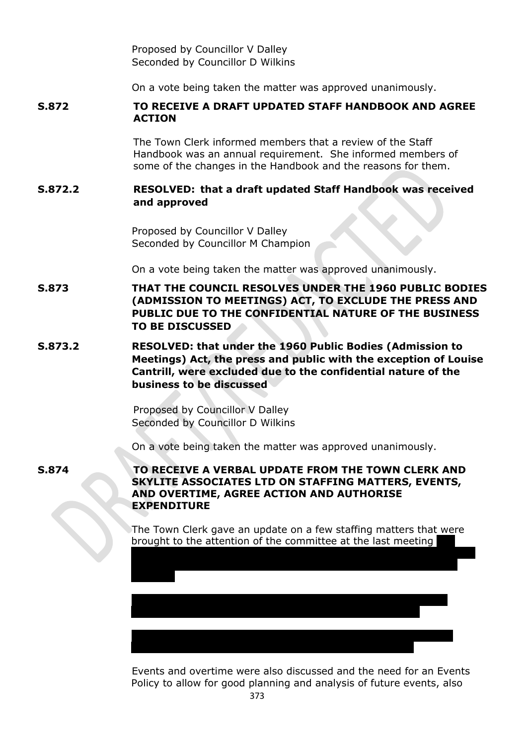Proposed by Councillor V Dalley
Seconded by Councillor D Wilkins

On a vote being taken the matter was approved unanimously.

**S.872 TO RECEIVE A DRAFT UPDATED STAFF HANDBOOK AND AGREE ACTION**

The Town Clerk informed members that a review of the Staff Handbook was an annual requirement. She informed members of some of the changes in the Handbook and the reasons for them.

**S.872.2 RESOLVED: that a draft updated Staff Handbook was received and approved**

Proposed by Councillor V Dalley
Seconded by Councillor M Champion

On a vote being taken the matter was approved unanimously.

**S.873 THAT THE COUNCIL RESOLVES UNDER THE 1960 PUBLIC BODIES (ADMISSION TO MEETINGS) ACT, TO EXCLUDE THE PRESS AND PUBLIC DUE TO THE CONFIDENTIAL NATURE OF THE BUSINESS TO BE DISCUSSED**

**S.873.2 RESOLVED: that under the 1960 Public Bodies (Admission to Meetings) Act, the press and public with the exception of Louise Cantrill, were excluded due to the confidential nature of the business to be discussed**

Proposed by Councillor V Dalley
Seconded by Councillor D Wilkins

On a vote being taken the matter was approved unanimously.

**S.874 TO RECEIVE A VERBAL UPDATE FROM THE TOWN CLERK AND SKYLITE ASSOCIATES LTD ON STAFFING MATTERS, EVENTS, AND OVERTIME, AGREE ACTION AND AUTHORISE EXPENDITURE**

The Town Clerk gave an update on a few staffing matters that were brought to the attention of the committee at the last meeting

Events and overtime were also discussed and the need for an Events Policy to allow for good planning and analysis of future events, also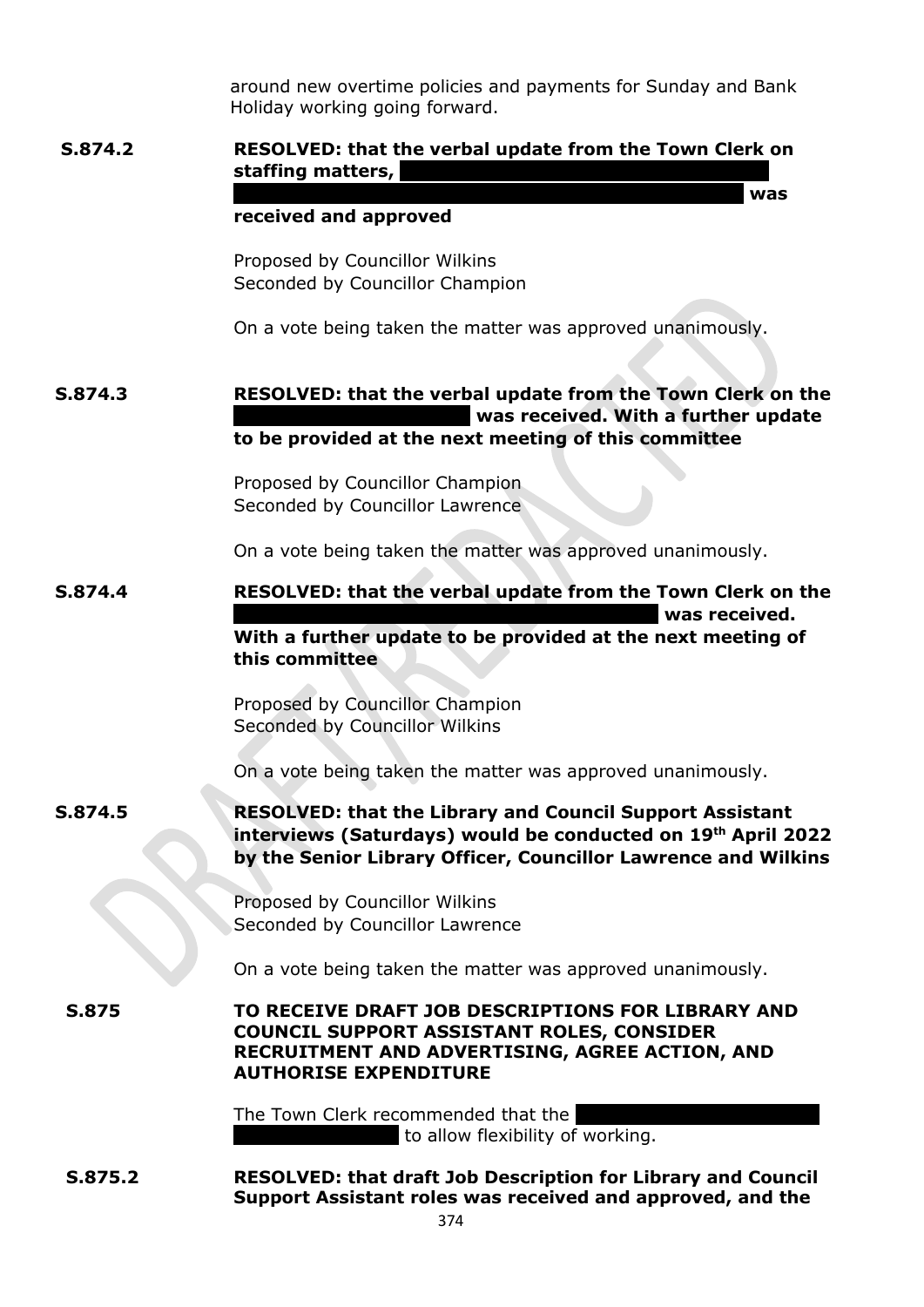around new overtime policies and payments for Sunday and Bank Holiday working going forward.

**S.874.2** **RESOLVED: that the verbal update from the Town Clerk on staffing matters, ████████████████████ ████████████████████ was received and approved**

Proposed by Councillor Wilkins
Seconded by Councillor Champion

On a vote being taken the matter was approved unanimously.

**S.874.3** **RESOLVED: that the verbal update from the Town Clerk on the ████████████ was received. With a further update to be provided at the next meeting of this committee**

Proposed by Councillor Champion
Seconded by Councillor Lawrence

On a vote being taken the matter was approved unanimously.

**S.874.4** **RESOLVED: that the verbal update from the Town Clerk on the ████████████████████ was received. With a further update to be provided at the next meeting of this committee**

Proposed by Councillor Champion
Seconded by Councillor Wilkins

On a vote being taken the matter was approved unanimously.

**S.874.5** **RESOLVED: that the Library and Council Support Assistant interviews (Saturdays) would be conducted on 19th April 2022 by the Senior Library Officer, Councillor Lawrence and Wilkins**

Proposed by Councillor Wilkins
Seconded by Councillor Lawrence

On a vote being taken the matter was approved unanimously.

**S.875** **TO RECEIVE DRAFT JOB DESCRIPTIONS FOR LIBRARY AND COUNCIL SUPPORT ASSISTANT ROLES, CONSIDER RECRUITMENT AND ADVERTISING, AGREE ACTION, AND AUTHORISE EXPENDITURE**

The Town Clerk recommended that the ████████████ ████████ to allow flexibility of working.

**S.875.2** **RESOLVED: that draft Job Description for Library and Council Support Assistant roles was received and approved, and the**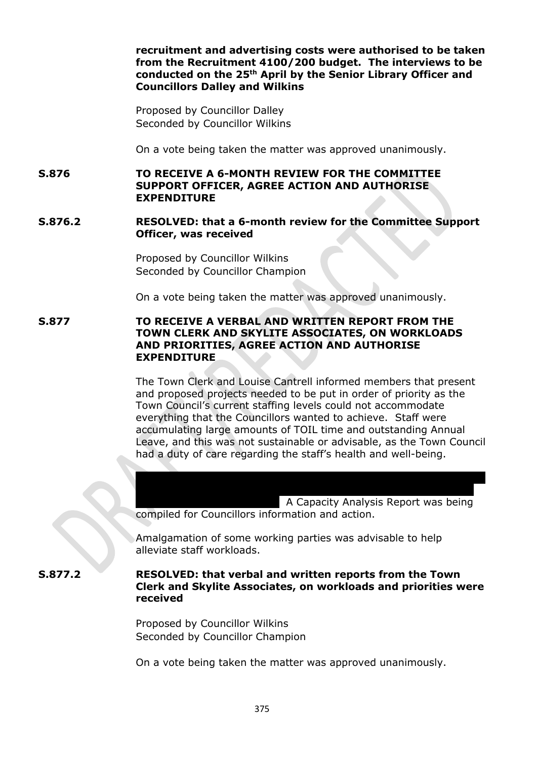**recruitment and advertising costs were authorised to be taken from the Recruitment 4100/200 budget. The interviews to be conducted on the 25th April by the Senior Library Officer and Councillors Dalley and Wilkins**

Proposed by Councillor Dalley
Seconded by Councillor Wilkins

On a vote being taken the matter was approved unanimously.

**S.876 TO RECEIVE A 6-MONTH REVIEW FOR THE COMMITTEE SUPPORT OFFICER, AGREE ACTION AND AUTHORISE EXPENDITURE**

**S.876.2 RESOLVED: that a 6-month review for the Committee Support Officer, was received**

Proposed by Councillor Wilkins
Seconded by Councillor Champion

On a vote being taken the matter was approved unanimously.

**S.877 TO RECEIVE A VERBAL AND WRITTEN REPORT FROM THE TOWN CLERK AND SKYLITE ASSOCIATES, ON WORKLOADS AND PRIORITIES, AGREE ACTION AND AUTHORISE EXPENDITURE**

The Town Clerk and Louise Cantrell informed members that present and proposed projects needed to be put in order of priority as the Town Council's current staffing levels could not accommodate everything that the Councillors wanted to achieve. Staff were accumulating large amounts of TOIL time and outstanding Annual Leave, and this was not sustainable or advisable, as the Town Council had a duty of care regarding the staff's health and well-being.

[REDACTED] A Capacity Analysis Report was being compiled for Councillors information and action.

Amalgamation of some working parties was advisable to help alleviate staff workloads.

**S.877.2 RESOLVED: that verbal and written reports from the Town Clerk and Skylite Associates, on workloads and priorities were received**

Proposed by Councillor Wilkins
Seconded by Councillor Champion

On a vote being taken the matter was approved unanimously.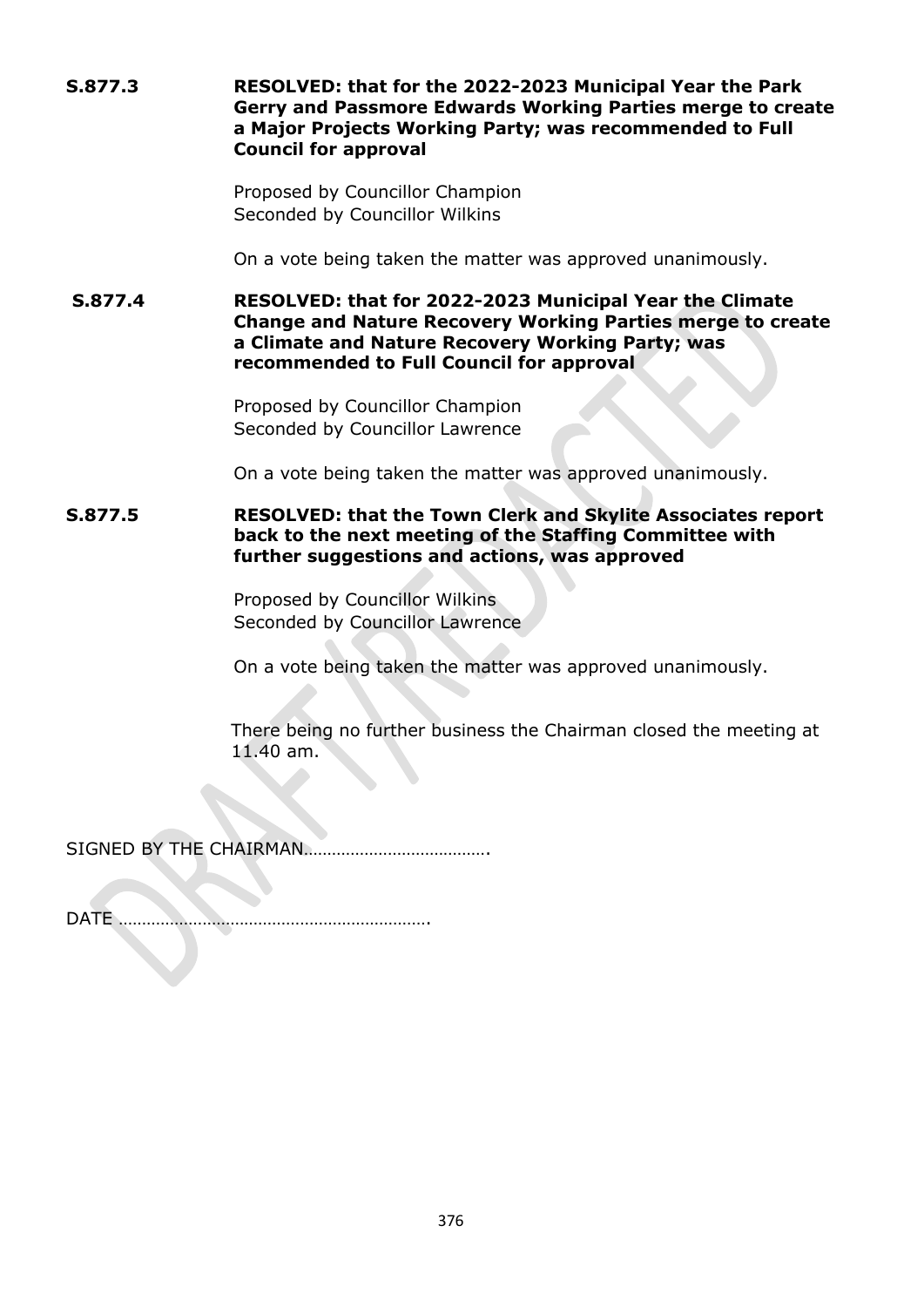**S.877.3** **RESOLVED: that for the 2022-2023 Municipal Year the Park Gerry and Passmore Edwards Working Parties merge to create a Major Projects Working Party; was recommended to Full Council for approval**

Proposed by Councillor Champion
Seconded by Councillor Wilkins

On a vote being taken the matter was approved unanimously.

**S.877.4** **RESOLVED: that for 2022-2023 Municipal Year the Climate Change and Nature Recovery Working Parties merge to create a Climate and Nature Recovery Working Party; was recommended to Full Council for approval**

Proposed by Councillor Champion
Seconded by Councillor Lawrence

On a vote being taken the matter was approved unanimously.

**S.877.5** **RESOLVED: that the Town Clerk and Skylite Associates report back to the next meeting of the Staffing Committee with further suggestions and actions, was approved**

Proposed by Councillor Wilkins
Seconded by Councillor Lawrence

On a vote being taken the matter was approved unanimously.

There being no further business the Chairman closed the meeting at 11.40 am.

SIGNED BY THE CHAIRMAN………………………………….

DATE ………………………………………………………….